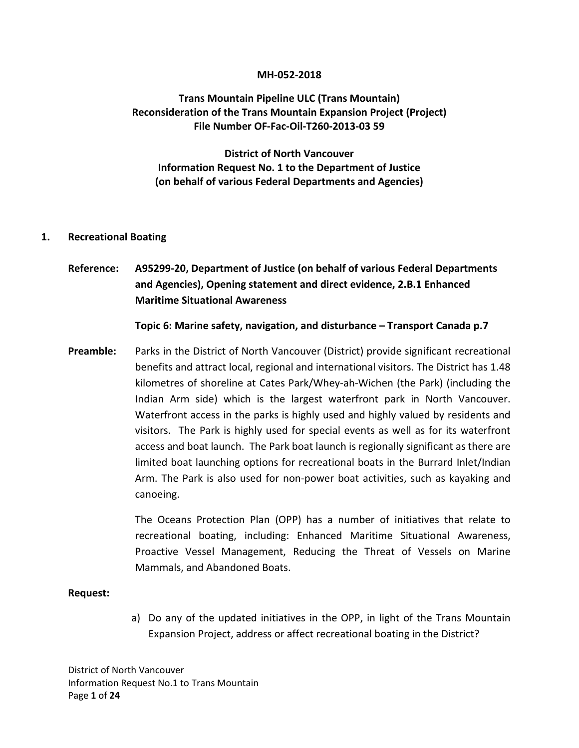**MH-052-2018**

**Trans Mountain Pipeline ULC (Trans Mountain)**
**Reconsideration of the Trans Mountain Expansion Project (Project)**
**File Number OF-Fac-Oil-T260-2013-03 59**

**District of North Vancouver**
**Information Request No. 1 to the Department of Justice**
**(on behalf of various Federal Departments and Agencies)**

## 1. Recreational Boating

**Reference:** **A95299-20, Department of Justice (on behalf of various Federal Departments and Agencies), Opening statement and direct evidence, 2.B.1 Enhanced Maritime Situational Awareness**

**Topic 6: Marine safety, navigation, and disturbance – Transport Canada p.7**

**Preamble:** Parks in the District of North Vancouver (District) provide significant recreational benefits and attract local, regional and international visitors. The District has 1.48 kilometres of shoreline at Cates Park/Whey-ah-Wichen (the Park) (including the Indian Arm side) which is the largest waterfront park in North Vancouver. Waterfront access in the parks is highly used and highly valued by residents and visitors. The Park is highly used for special events as well as for its waterfront access and boat launch. The Park boat launch is regionally significant as there are limited boat launching options for recreational boats in the Burrard Inlet/Indian Arm. The Park is also used for non-power boat activities, such as kayaking and canoeing.

The Oceans Protection Plan (OPP) has a number of initiatives that relate to recreational boating, including: Enhanced Maritime Situational Awareness, Proactive Vessel Management, Reducing the Threat of Vessels on Marine Mammals, and Abandoned Boats.

**Request:**

a) Do any of the updated initiatives in the OPP, in light of the Trans Mountain Expansion Project, address or affect recreational boating in the District?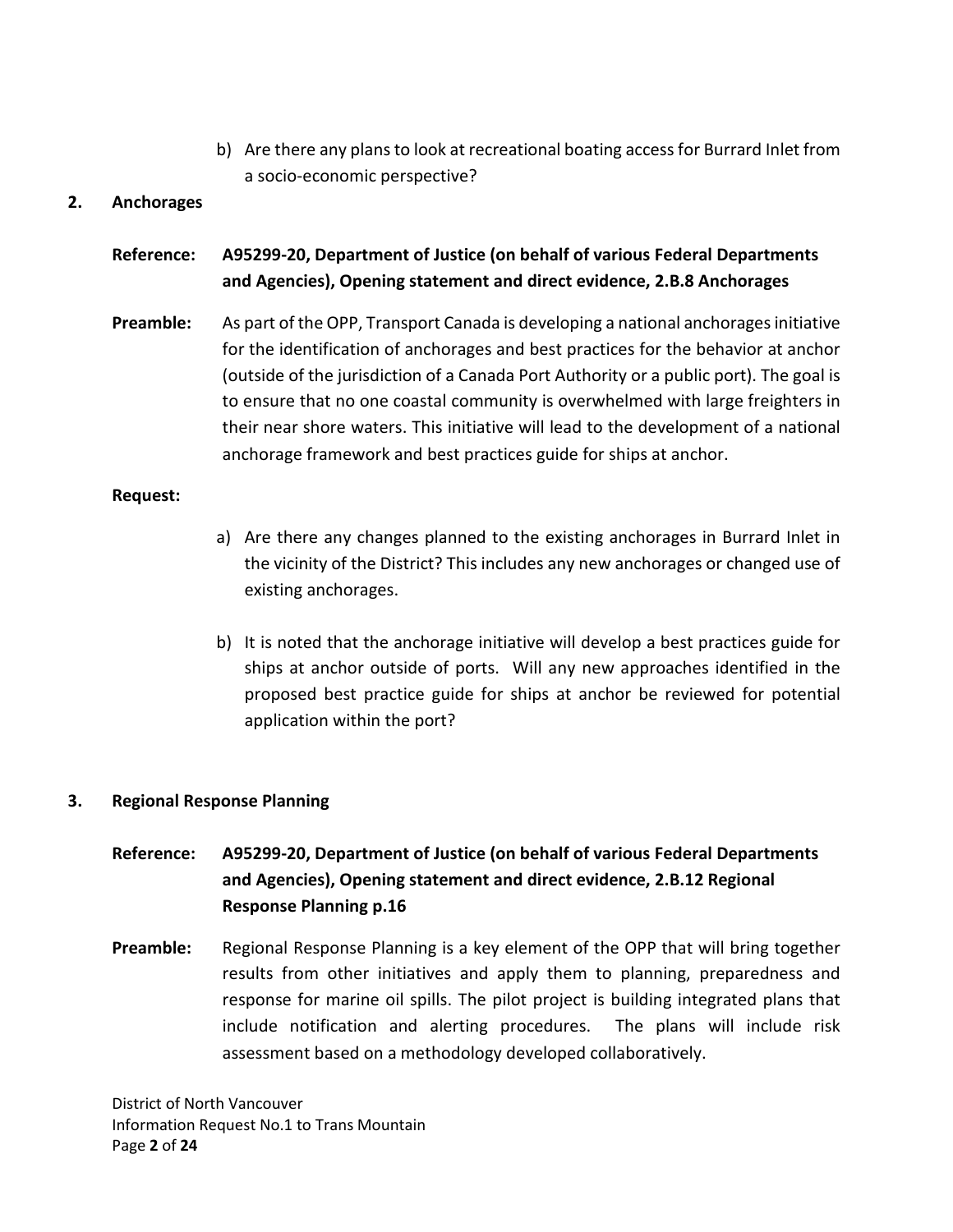b) Are there any plans to look at recreational boating access for Burrard Inlet from a socio-economic perspective?

**2. Anchorages**

**Reference: A95299-20, Department of Justice (on behalf of various Federal Departments and Agencies), Opening statement and direct evidence, 2.B.8 Anchorages**

**Preamble:** As part of the OPP, Transport Canada is developing a national anchorages initiative for the identification of anchorages and best practices for the behavior at anchor (outside of the jurisdiction of a Canada Port Authority or a public port). The goal is to ensure that no one coastal community is overwhelmed with large freighters in their near shore waters. This initiative will lead to the development of a national anchorage framework and best practices guide for ships at anchor.

**Request:**

a) Are there any changes planned to the existing anchorages in Burrard Inlet in the vicinity of the District? This includes any new anchorages or changed use of existing anchorages.

b) It is noted that the anchorage initiative will develop a best practices guide for ships at anchor outside of ports. Will any new approaches identified in the proposed best practice guide for ships at anchor be reviewed for potential application within the port?

**3. Regional Response Planning**

**Reference: A95299-20, Department of Justice (on behalf of various Federal Departments and Agencies), Opening statement and direct evidence, 2.B.12 Regional Response Planning p.16**

**Preamble:** Regional Response Planning is a key element of the OPP that will bring together results from other initiatives and apply them to planning, preparedness and response for marine oil spills. The pilot project is building integrated plans that include notification and alerting procedures. The plans will include risk assessment based on a methodology developed collaboratively.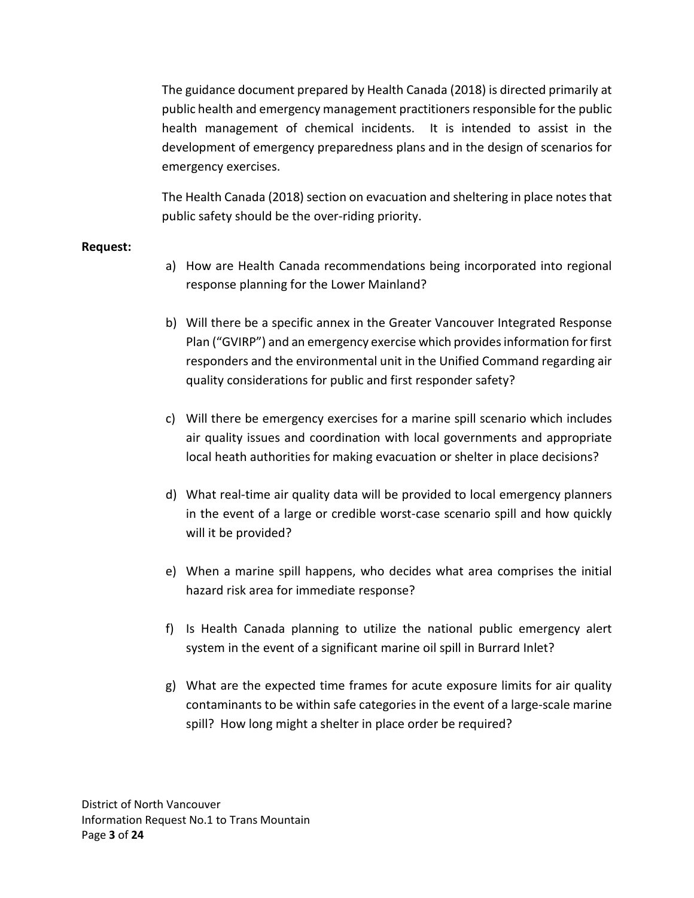The guidance document prepared by Health Canada (2018) is directed primarily at public health and emergency management practitioners responsible for the public health management of chemical incidents. It is intended to assist in the development of emergency preparedness plans and in the design of scenarios for emergency exercises.

The Health Canada (2018) section on evacuation and sheltering in place notes that public safety should be the over-riding priority.

**Request:**

a) How are Health Canada recommendations being incorporated into regional response planning for the Lower Mainland?

b) Will there be a specific annex in the Greater Vancouver Integrated Response Plan ("GVIRP") and an emergency exercise which provides information for first responders and the environmental unit in the Unified Command regarding air quality considerations for public and first responder safety?

c) Will there be emergency exercises for a marine spill scenario which includes air quality issues and coordination with local governments and appropriate local heath authorities for making evacuation or shelter in place decisions?

d) What real-time air quality data will be provided to local emergency planners in the event of a large or credible worst-case scenario spill and how quickly will it be provided?

e) When a marine spill happens, who decides what area comprises the initial hazard risk area for immediate response?

f) Is Health Canada planning to utilize the national public emergency alert system in the event of a significant marine oil spill in Burrard Inlet?

g) What are the expected time frames for acute exposure limits for air quality contaminants to be within safe categories in the event of a large-scale marine spill? How long might a shelter in place order be required?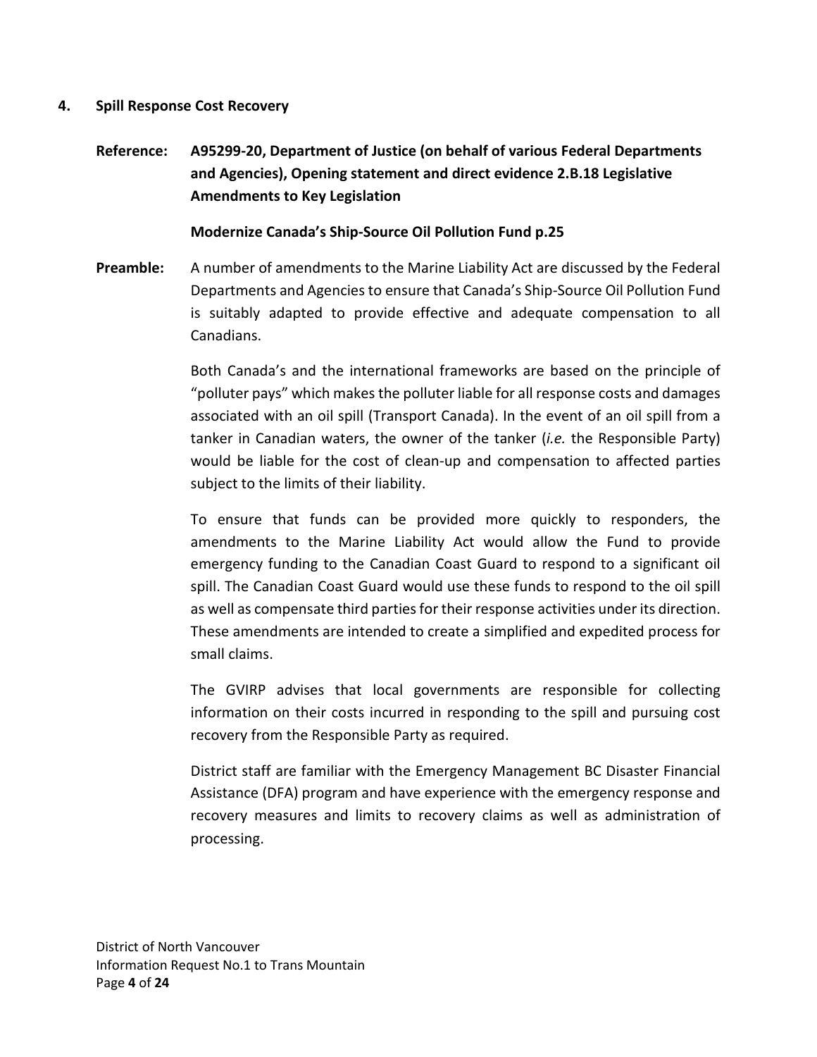## 4. Spill Response Cost Recovery

**Reference: A95299-20, Department of Justice (on behalf of various Federal Departments and Agencies), Opening statement and direct evidence 2.B.18 Legislative Amendments to Key Legislation**

**Modernize Canada's Ship-Source Oil Pollution Fund p.25**

**Preamble:** A number of amendments to the Marine Liability Act are discussed by the Federal Departments and Agencies to ensure that Canada's Ship-Source Oil Pollution Fund is suitably adapted to provide effective and adequate compensation to all Canadians.

Both Canada's and the international frameworks are based on the principle of "polluter pays" which makes the polluter liable for all response costs and damages associated with an oil spill (Transport Canada). In the event of an oil spill from a tanker in Canadian waters, the owner of the tanker (*i.e.* the Responsible Party) would be liable for the cost of clean-up and compensation to affected parties subject to the limits of their liability.

To ensure that funds can be provided more quickly to responders, the amendments to the Marine Liability Act would allow the Fund to provide emergency funding to the Canadian Coast Guard to respond to a significant oil spill. The Canadian Coast Guard would use these funds to respond to the oil spill as well as compensate third parties for their response activities under its direction. These amendments are intended to create a simplified and expedited process for small claims.

The GVIRP advises that local governments are responsible for collecting information on their costs incurred in responding to the spill and pursuing cost recovery from the Responsible Party as required.

District staff are familiar with the Emergency Management BC Disaster Financial Assistance (DFA) program and have experience with the emergency response and recovery measures and limits to recovery claims as well as administration of processing.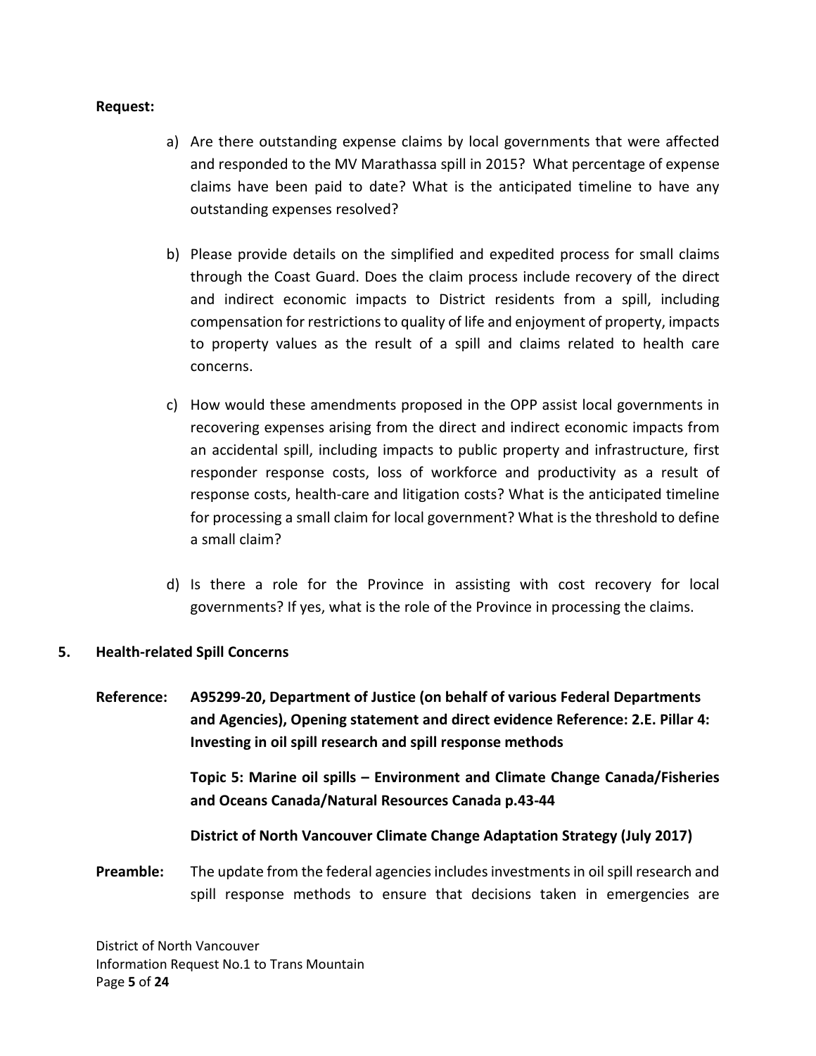**Request:**

a) Are there outstanding expense claims by local governments that were affected and responded to the MV Marathassa spill in 2015? What percentage of expense claims have been paid to date? What is the anticipated timeline to have any outstanding expenses resolved?

b) Please provide details on the simplified and expedited process for small claims through the Coast Guard. Does the claim process include recovery of the direct and indirect economic impacts to District residents from a spill, including compensation for restrictions to quality of life and enjoyment of property, impacts to property values as the result of a spill and claims related to health care concerns.

c) How would these amendments proposed in the OPP assist local governments in recovering expenses arising from the direct and indirect economic impacts from an accidental spill, including impacts to public property and infrastructure, first responder response costs, loss of workforce and productivity as a result of response costs, health-care and litigation costs? What is the anticipated timeline for processing a small claim for local government? What is the threshold to define a small claim?

d) Is there a role for the Province in assisting with cost recovery for local governments? If yes, what is the role of the Province in processing the claims.

## 5. Health-related Spill Concerns

**Reference:** **A95299-20, Department of Justice (on behalf of various Federal Departments and Agencies), Opening statement and direct evidence Reference: 2.E. Pillar 4: Investing in oil spill research and spill response methods**

**Topic 5: Marine oil spills – Environment and Climate Change Canada/Fisheries and Oceans Canada/Natural Resources Canada p.43-44**

**District of North Vancouver Climate Change Adaptation Strategy (July 2017)**

**Preamble:** The update from the federal agencies includes investments in oil spill research and spill response methods to ensure that decisions taken in emergencies are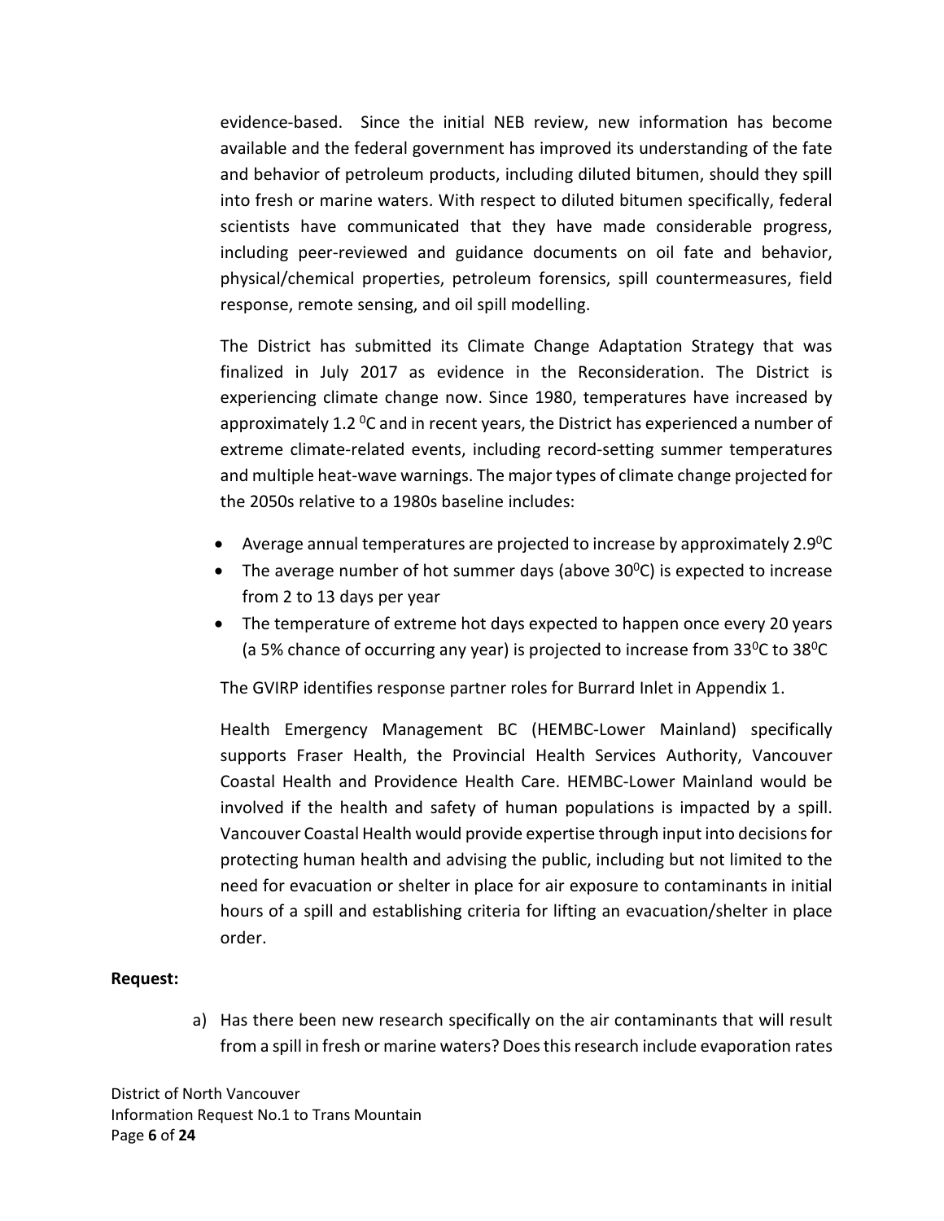evidence-based. Since the initial NEB review, new information has become available and the federal government has improved its understanding of the fate and behavior of petroleum products, including diluted bitumen, should they spill into fresh or marine waters. With respect to diluted bitumen specifically, federal scientists have communicated that they have made considerable progress, including peer-reviewed and guidance documents on oil fate and behavior, physical/chemical properties, petroleum forensics, spill countermeasures, field response, remote sensing, and oil spill modelling.

The District has submitted its Climate Change Adaptation Strategy that was finalized in July 2017 as evidence in the Reconsideration. The District is experiencing climate change now. Since 1980, temperatures have increased by approximately 1.2 $^{0}$C and in recent years, the District has experienced a number of extreme climate-related events, including record-setting summer temperatures and multiple heat-wave warnings. The major types of climate change projected for the 2050s relative to a 1980s baseline includes:

- Average annual temperatures are projected to increase by approximately 2.9$^{0}$C
- The average number of hot summer days (above 30$^{0}$C) is expected to increase from 2 to 13 days per year
- The temperature of extreme hot days expected to happen once every 20 years (a 5% chance of occurring any year) is projected to increase from 33$^{0}$C to 38$^{0}$C

The GVIRP identifies response partner roles for Burrard Inlet in Appendix 1.

Health Emergency Management BC (HEMBC-Lower Mainland) specifically supports Fraser Health, the Provincial Health Services Authority, Vancouver Coastal Health and Providence Health Care. HEMBC-Lower Mainland would be involved if the health and safety of human populations is impacted by a spill. Vancouver Coastal Health would provide expertise through input into decisions for protecting human health and advising the public, including but not limited to the need for evacuation or shelter in place for air exposure to contaminants in initial hours of a spill and establishing criteria for lifting an evacuation/shelter in place order.

**Request:**

a) Has there been new research specifically on the air contaminants that will result from a spill in fresh or marine waters? Does this research include evaporation rates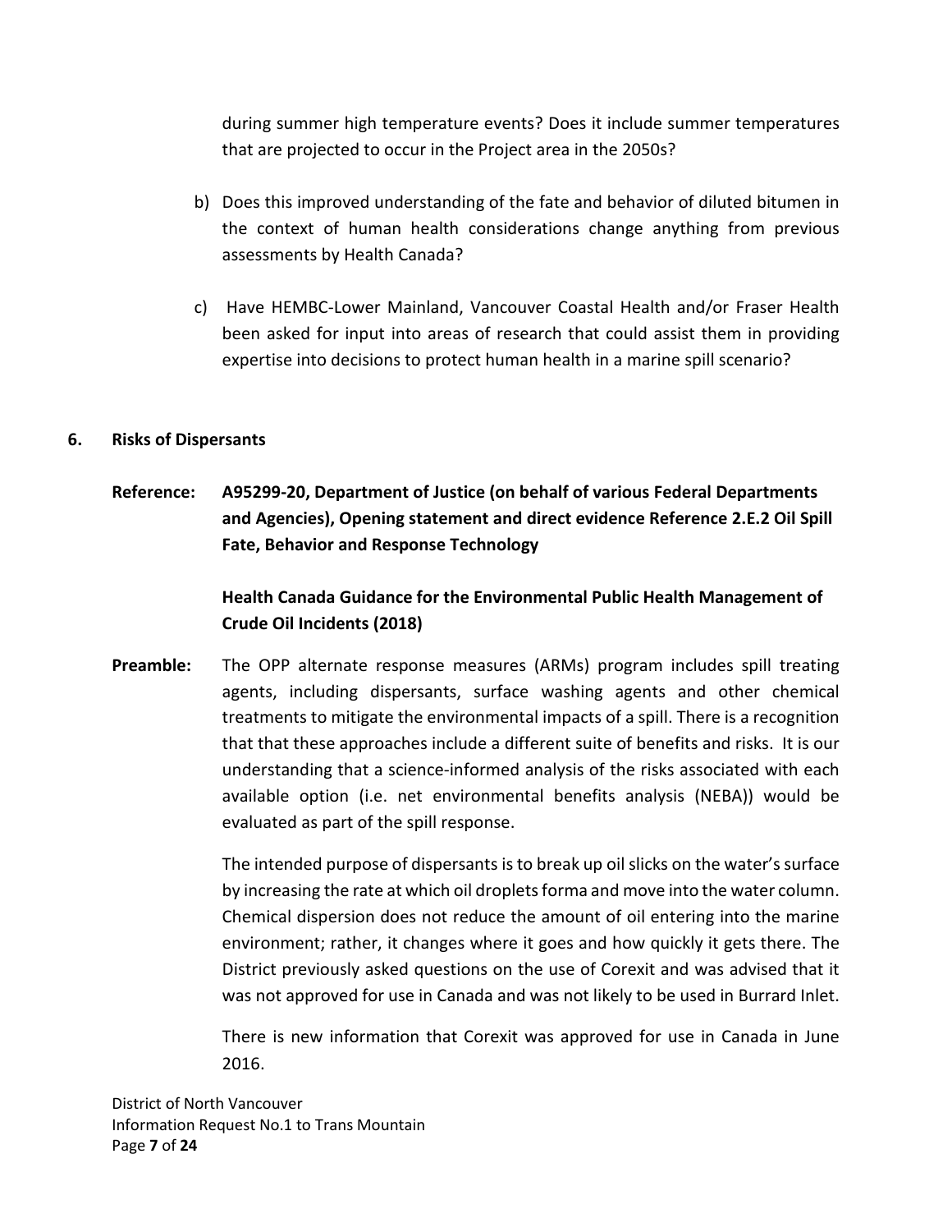during summer high temperature events? Does it include summer temperatures that are projected to occur in the Project area in the 2050s?

b) Does this improved understanding of the fate and behavior of diluted bitumen in the context of human health considerations change anything from previous assessments by Health Canada?

c) Have HEMBC-Lower Mainland, Vancouver Coastal Health and/or Fraser Health been asked for input into areas of research that could assist them in providing expertise into decisions to protect human health in a marine spill scenario?

## 6. Risks of Dispersants

**Reference: A95299-20, Department of Justice (on behalf of various Federal Departments and Agencies), Opening statement and direct evidence Reference 2.E.2 Oil Spill Fate, Behavior and Response Technology**

**Health Canada Guidance for the Environmental Public Health Management of Crude Oil Incidents (2018)**

**Preamble:** The OPP alternate response measures (ARMs) program includes spill treating agents, including dispersants, surface washing agents and other chemical treatments to mitigate the environmental impacts of a spill. There is a recognition that that these approaches include a different suite of benefits and risks. It is our understanding that a science-informed analysis of the risks associated with each available option (i.e. net environmental benefits analysis (NEBA)) would be evaluated as part of the spill response.

The intended purpose of dispersants is to break up oil slicks on the water's surface by increasing the rate at which oil droplets forma and move into the water column. Chemical dispersion does not reduce the amount of oil entering into the marine environment; rather, it changes where it goes and how quickly it gets there. The District previously asked questions on the use of Corexit and was advised that it was not approved for use in Canada and was not likely to be used in Burrard Inlet.

There is new information that Corexit was approved for use in Canada in June 2016.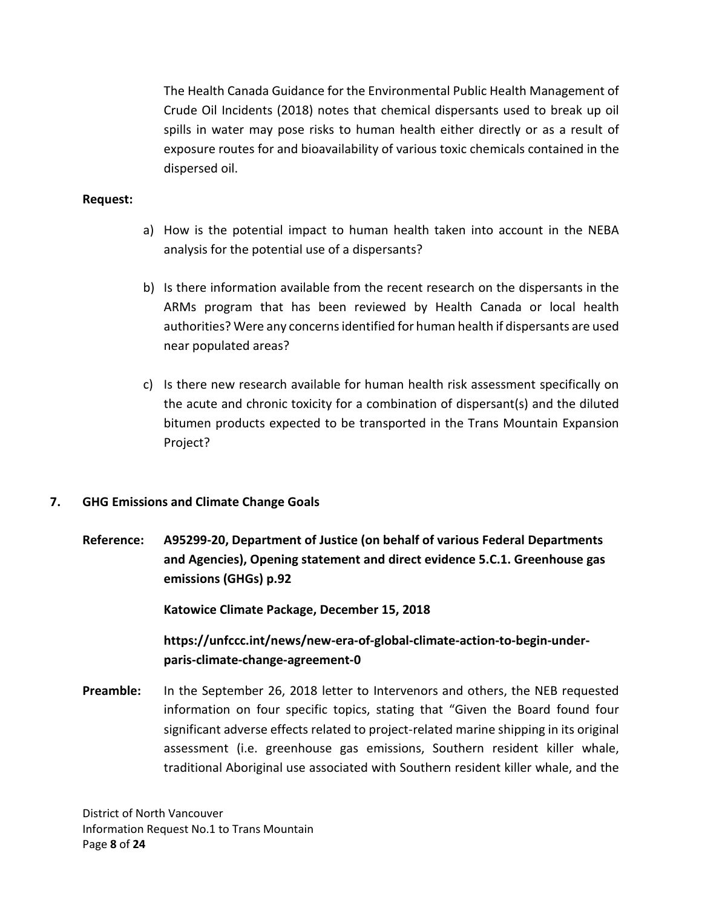The Health Canada Guidance for the Environmental Public Health Management of Crude Oil Incidents (2018) notes that chemical dispersants used to break up oil spills in water may pose risks to human health either directly or as a result of exposure routes for and bioavailability of various toxic chemicals contained in the dispersed oil.

**Request:**

a) How is the potential impact to human health taken into account in the NEBA analysis for the potential use of a dispersants?

b) Is there information available from the recent research on the dispersants in the ARMs program that has been reviewed by Health Canada or local health authorities? Were any concerns identified for human health if dispersants are used near populated areas?

c) Is there new research available for human health risk assessment specifically on the acute and chronic toxicity for a combination of dispersant(s) and the diluted bitumen products expected to be transported in the Trans Mountain Expansion Project?

## 7. GHG Emissions and Climate Change Goals

**Reference:** **A95299-20, Department of Justice (on behalf of various Federal Departments and Agencies), Opening statement and direct evidence 5.C.1. Greenhouse gas emissions (GHGs) p.92**

**Katowice Climate Package, December 15, 2018**

**https://unfccc.int/news/new-era-of-global-climate-action-to-begin-under-paris-climate-change-agreement-0**

**Preamble:** In the September 26, 2018 letter to Intervenors and others, the NEB requested information on four specific topics, stating that "Given the Board found four significant adverse effects related to project-related marine shipping in its original assessment (i.e. greenhouse gas emissions, Southern resident killer whale, traditional Aboriginal use associated with Southern resident killer whale, and the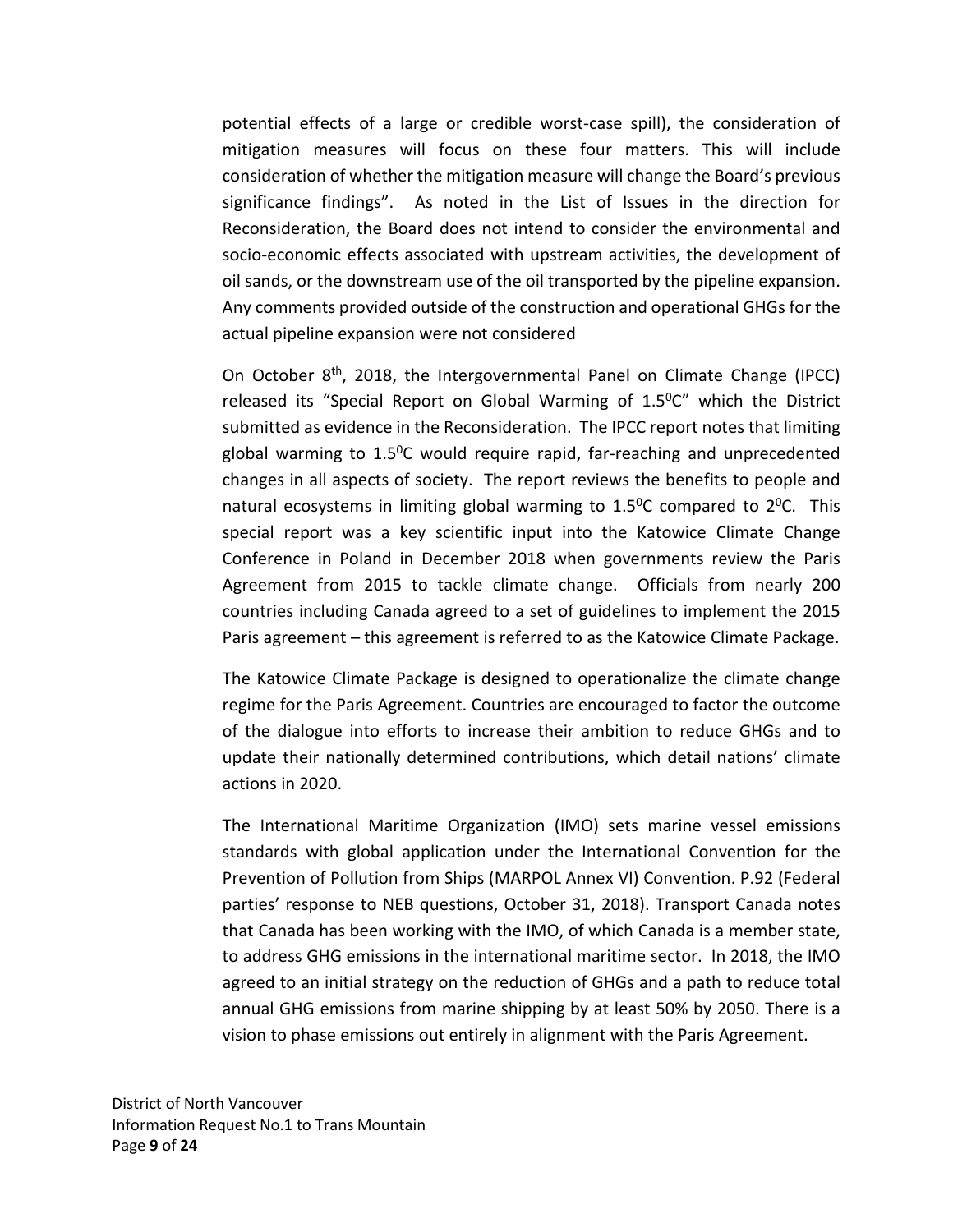potential effects of a large or credible worst-case spill), the consideration of mitigation measures will focus on these four matters. This will include consideration of whether the mitigation measure will change the Board's previous significance findings". As noted in the List of Issues in the direction for Reconsideration, the Board does not intend to consider the environmental and socio-economic effects associated with upstream activities, the development of oil sands, or the downstream use of the oil transported by the pipeline expansion. Any comments provided outside of the construction and operational GHGs for the actual pipeline expansion were not considered

On October 8th, 2018, the Intergovernmental Panel on Climate Change (IPCC) released its "Special Report on Global Warming of 1.5$^0$C" which the District submitted as evidence in the Reconsideration. The IPCC report notes that limiting global warming to 1.5$^0$C would require rapid, far-reaching and unprecedented changes in all aspects of society. The report reviews the benefits to people and natural ecosystems in limiting global warming to 1.5$^0$C compared to 2$^0$C. This special report was a key scientific input into the Katowice Climate Change Conference in Poland in December 2018 when governments review the Paris Agreement from 2015 to tackle climate change. Officials from nearly 200 countries including Canada agreed to a set of guidelines to implement the 2015 Paris agreement – this agreement is referred to as the Katowice Climate Package.

The Katowice Climate Package is designed to operationalize the climate change regime for the Paris Agreement. Countries are encouraged to factor the outcome of the dialogue into efforts to increase their ambition to reduce GHGs and to update their nationally determined contributions, which detail nations' climate actions in 2020.

The International Maritime Organization (IMO) sets marine vessel emissions standards with global application under the International Convention for the Prevention of Pollution from Ships (MARPOL Annex VI) Convention. P.92 (Federal parties' response to NEB questions, October 31, 2018). Transport Canada notes that Canada has been working with the IMO, of which Canada is a member state, to address GHG emissions in the international maritime sector. In 2018, the IMO agreed to an initial strategy on the reduction of GHGs and a path to reduce total annual GHG emissions from marine shipping by at least 50% by 2050. There is a vision to phase emissions out entirely in alignment with the Paris Agreement.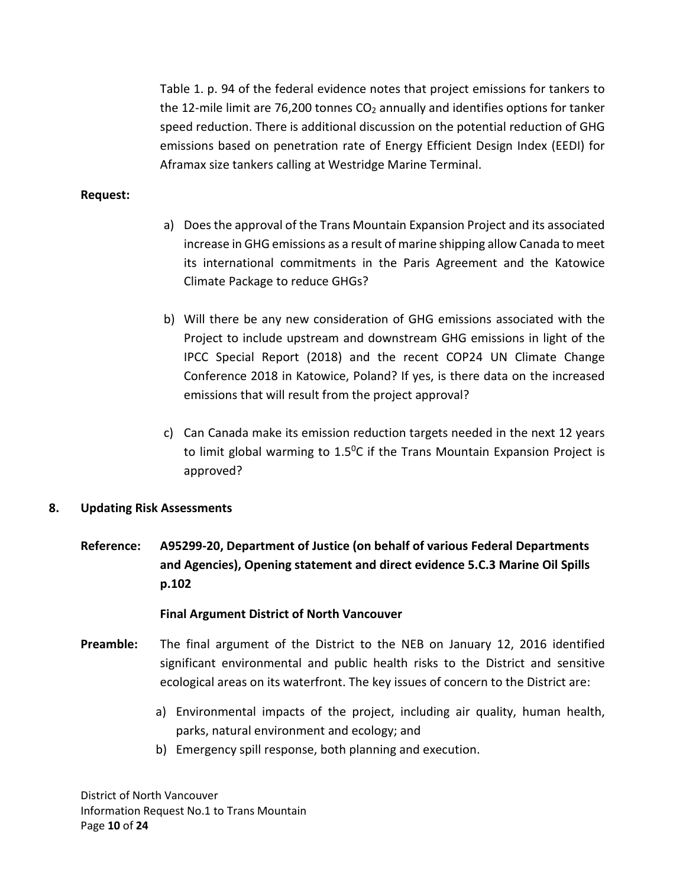Table 1. p. 94 of the federal evidence notes that project emissions for tankers to the 12-mile limit are 76,200 tonnes $CO_2$ annually and identifies options for tanker speed reduction. There is additional discussion on the potential reduction of GHG emissions based on penetration rate of Energy Efficient Design Index (EEDI) for Aframax size tankers calling at Westridge Marine Terminal.

**Request:**

a) Does the approval of the Trans Mountain Expansion Project and its associated increase in GHG emissions as a result of marine shipping allow Canada to meet its international commitments in the Paris Agreement and the Katowice Climate Package to reduce GHGs?

b) Will there be any new consideration of GHG emissions associated with the Project to include upstream and downstream GHG emissions in light of the IPCC Special Report (2018) and the recent COP24 UN Climate Change Conference 2018 in Katowice, Poland? If yes, is there data on the increased emissions that will result from the project approval?

c) Can Canada make its emission reduction targets needed in the next 12 years to limit global warming to $1.5^{0}C$ if the Trans Mountain Expansion Project is approved?

## 8. Updating Risk Assessments

**Reference:** **A95299-20, Department of Justice (on behalf of various Federal Departments and Agencies), Opening statement and direct evidence 5.C.3 Marine Oil Spills p.102**

**Final Argument District of North Vancouver**

**Preamble:** The final argument of the District to the NEB on January 12, 2016 identified significant environmental and public health risks to the District and sensitive ecological areas on its waterfront. The key issues of concern to the District are:

a) Environmental impacts of the project, including air quality, human health, parks, natural environment and ecology; and
b) Emergency spill response, both planning and execution.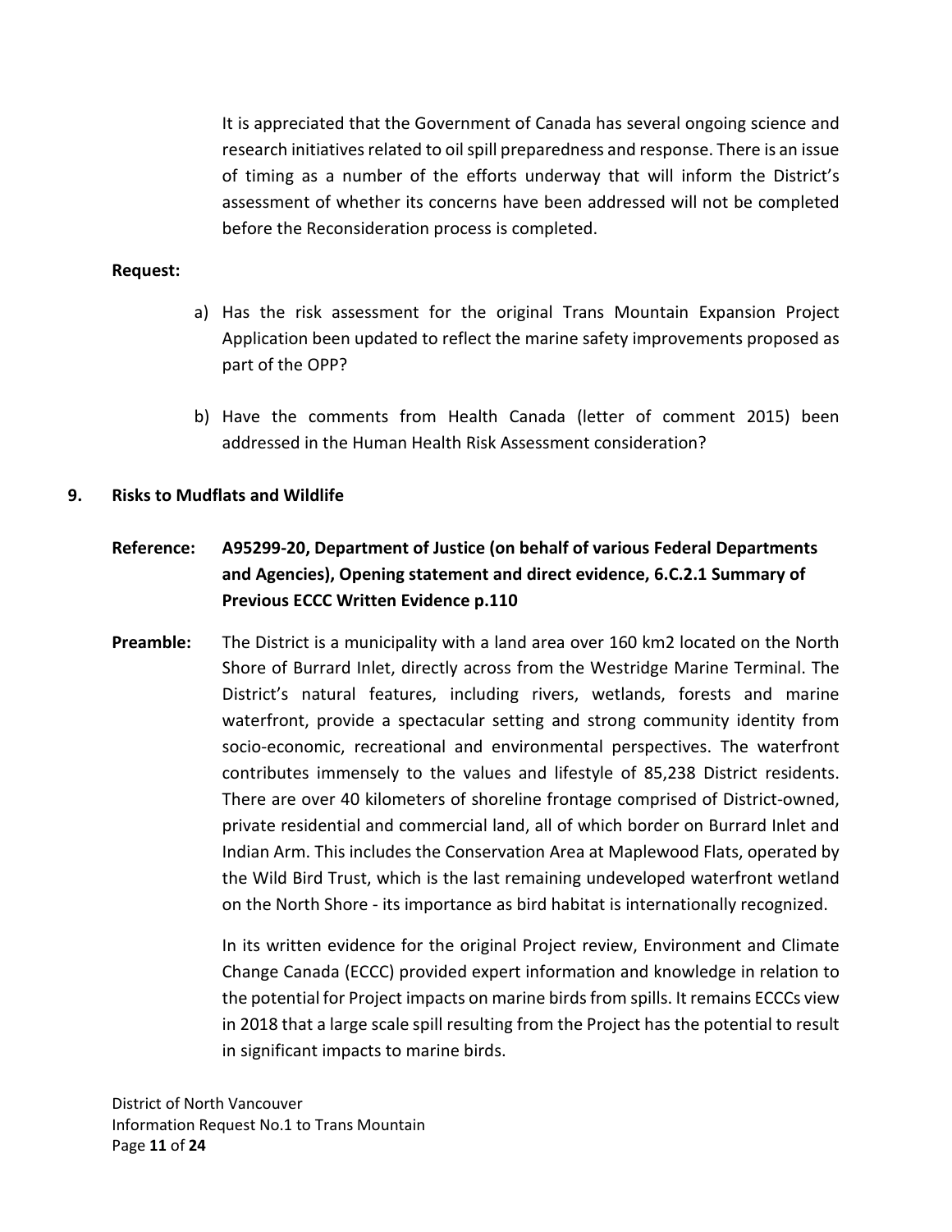It is appreciated that the Government of Canada has several ongoing science and research initiatives related to oil spill preparedness and response. There is an issue of timing as a number of the efforts underway that will inform the District's assessment of whether its concerns have been addressed will not be completed before the Reconsideration process is completed.

**Request:**

a) Has the risk assessment for the original Trans Mountain Expansion Project Application been updated to reflect the marine safety improvements proposed as part of the OPP?

b) Have the comments from Health Canada (letter of comment 2015) been addressed in the Human Health Risk Assessment consideration?

**9. Risks to Mudflats and Wildlife**

**Reference:** **A95299-20, Department of Justice (on behalf of various Federal Departments and Agencies), Opening statement and direct evidence, 6.C.2.1 Summary of Previous ECCC Written Evidence p.110**

**Preamble:** The District is a municipality with a land area over 160 km2 located on the North Shore of Burrard Inlet, directly across from the Westridge Marine Terminal. The District's natural features, including rivers, wetlands, forests and marine waterfront, provide a spectacular setting and strong community identity from socio-economic, recreational and environmental perspectives. The waterfront contributes immensely to the values and lifestyle of 85,238 District residents. There are over 40 kilometers of shoreline frontage comprised of District-owned, private residential and commercial land, all of which border on Burrard Inlet and Indian Arm. This includes the Conservation Area at Maplewood Flats, operated by the Wild Bird Trust, which is the last remaining undeveloped waterfront wetland on the North Shore - its importance as bird habitat is internationally recognized.

In its written evidence for the original Project review, Environment and Climate Change Canada (ECCC) provided expert information and knowledge in relation to the potential for Project impacts on marine birds from spills. It remains ECCCs view in 2018 that a large scale spill resulting from the Project has the potential to result in significant impacts to marine birds.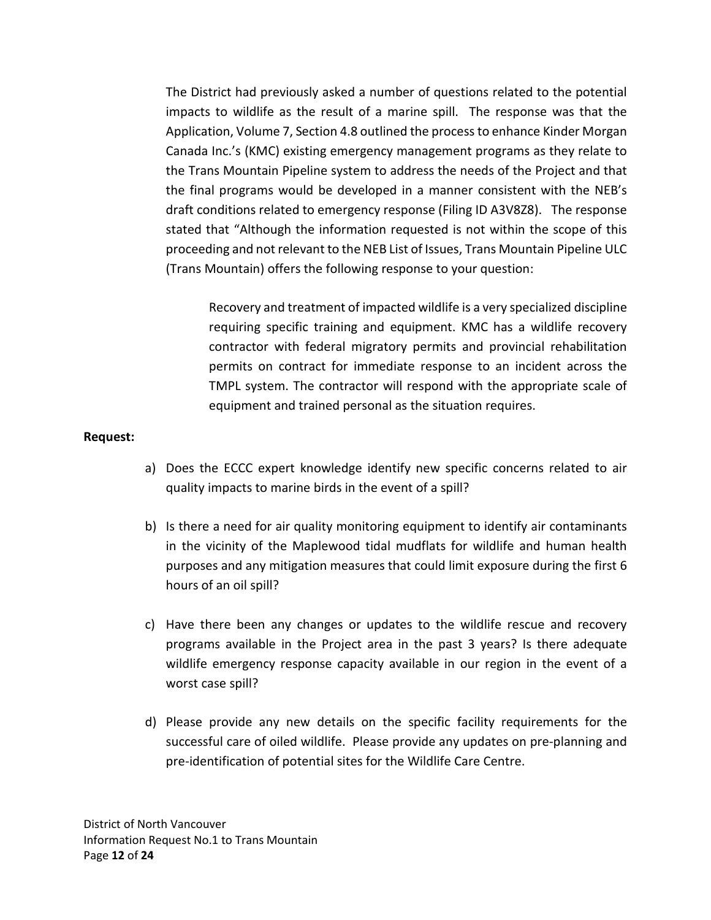The District had previously asked a number of questions related to the potential impacts to wildlife as the result of a marine spill. The response was that the Application, Volume 7, Section 4.8 outlined the process to enhance Kinder Morgan Canada Inc.'s (KMC) existing emergency management programs as they relate to the Trans Mountain Pipeline system to address the needs of the Project and that the final programs would be developed in a manner consistent with the NEB's draft conditions related to emergency response (Filing ID A3V8Z8). The response stated that "Although the information requested is not within the scope of this proceeding and not relevant to the NEB List of Issues, Trans Mountain Pipeline ULC (Trans Mountain) offers the following response to your question:

> Recovery and treatment of impacted wildlife is a very specialized discipline requiring specific training and equipment. KMC has a wildlife recovery contractor with federal migratory permits and provincial rehabilitation permits on contract for immediate response to an incident across the TMPL system. The contractor will respond with the appropriate scale of equipment and trained personal as the situation requires.

**Request:**

a) Does the ECCC expert knowledge identify new specific concerns related to air quality impacts to marine birds in the event of a spill?

b) Is there a need for air quality monitoring equipment to identify air contaminants in the vicinity of the Maplewood tidal mudflats for wildlife and human health purposes and any mitigation measures that could limit exposure during the first 6 hours of an oil spill?

c) Have there been any changes or updates to the wildlife rescue and recovery programs available in the Project area in the past 3 years? Is there adequate wildlife emergency response capacity available in our region in the event of a worst case spill?

d) Please provide any new details on the specific facility requirements for the successful care of oiled wildlife. Please provide any updates on pre-planning and pre-identification of potential sites for the Wildlife Care Centre.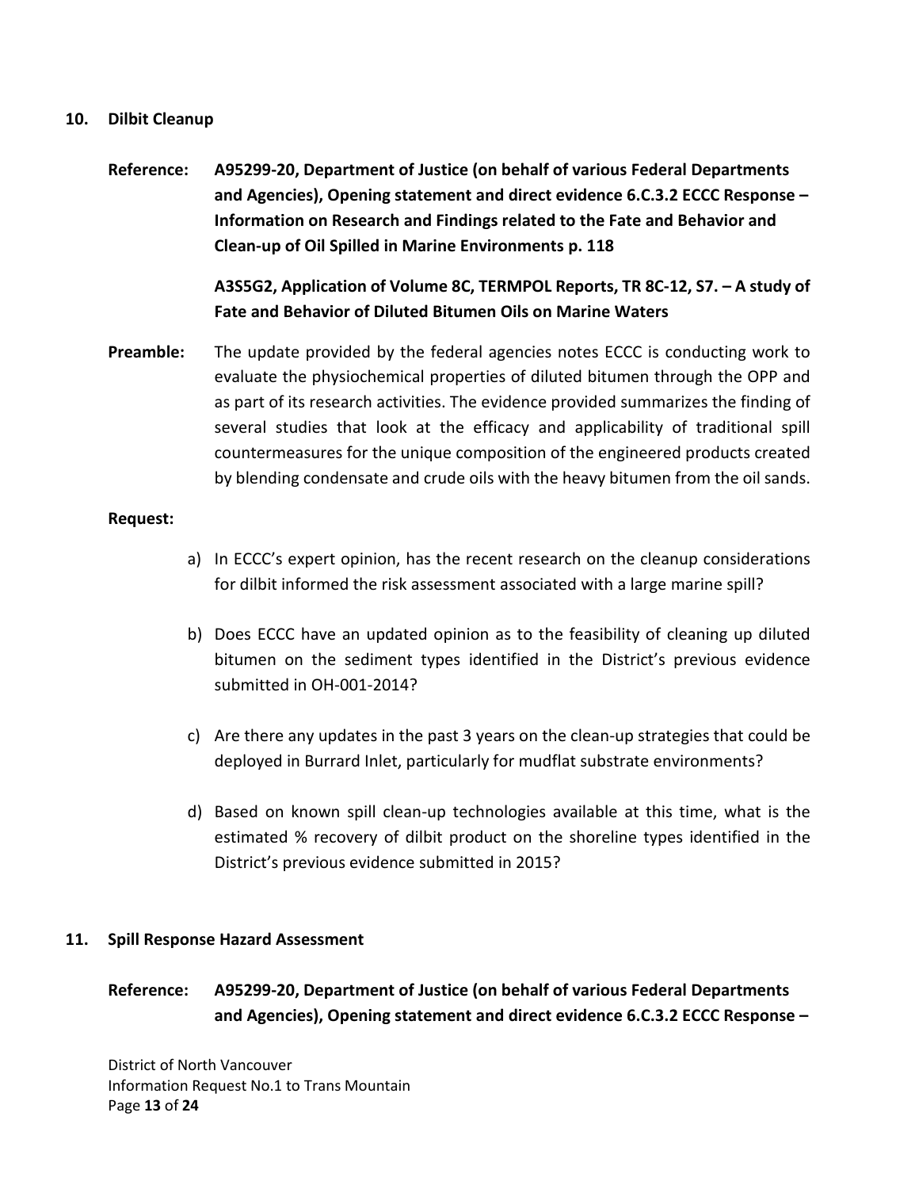## 10. Dilbit Cleanup

**Reference: A95299-20, Department of Justice (on behalf of various Federal Departments and Agencies), Opening statement and direct evidence 6.C.3.2 ECCC Response – Information on Research and Findings related to the Fate and Behavior and Clean-up of Oil Spilled in Marine Environments p. 118**

**A3S5G2, Application of Volume 8C, TERMPOL Reports, TR 8C-12, S7. – A study of Fate and Behavior of Diluted Bitumen Oils on Marine Waters**

**Preamble:** The update provided by the federal agencies notes ECCC is conducting work to evaluate the physiochemical properties of diluted bitumen through the OPP and as part of its research activities. The evidence provided summarizes the finding of several studies that look at the efficacy and applicability of traditional spill countermeasures for the unique composition of the engineered products created by blending condensate and crude oils with the heavy bitumen from the oil sands.

**Request:**

a) In ECCC's expert opinion, has the recent research on the cleanup considerations for dilbit informed the risk assessment associated with a large marine spill?

b) Does ECCC have an updated opinion as to the feasibility of cleaning up diluted bitumen on the sediment types identified in the District's previous evidence submitted in OH-001-2014?

c) Are there any updates in the past 3 years on the clean-up strategies that could be deployed in Burrard Inlet, particularly for mudflat substrate environments?

d) Based on known spill clean-up technologies available at this time, what is the estimated % recovery of dilbit product on the shoreline types identified in the District's previous evidence submitted in 2015?

## 11. Spill Response Hazard Assessment

**Reference: A95299-20, Department of Justice (on behalf of various Federal Departments and Agencies), Opening statement and direct evidence 6.C.3.2 ECCC Response –**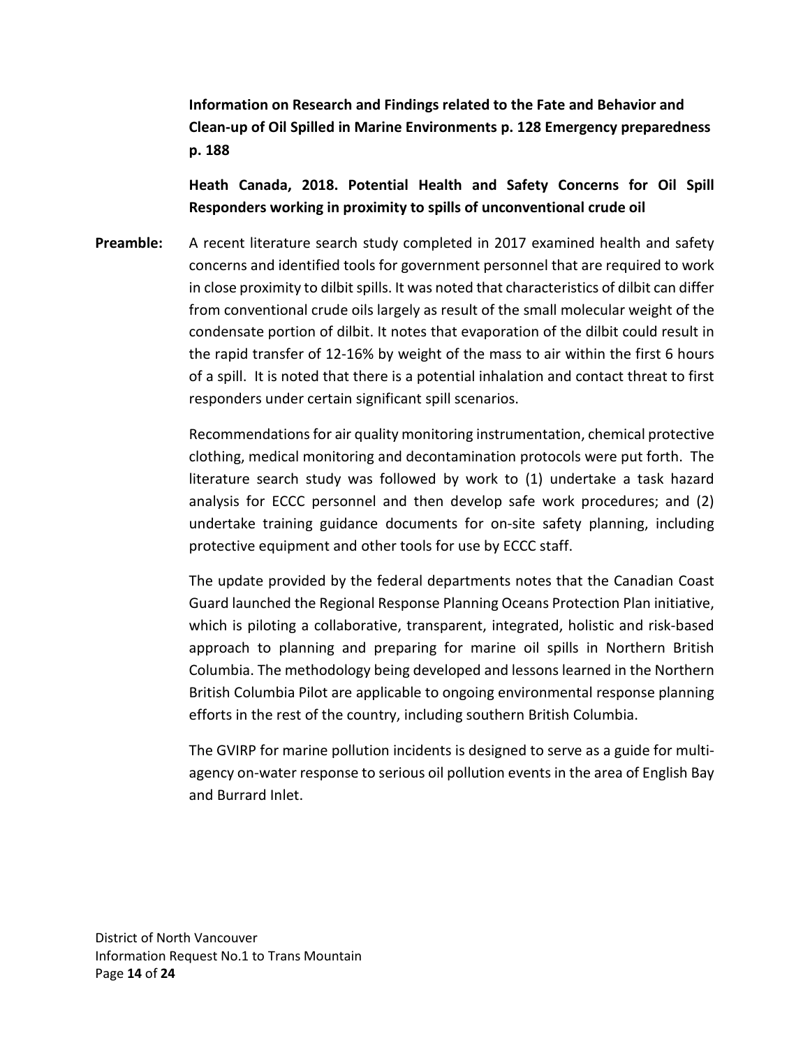**Information on Research and Findings related to the Fate and Behavior and Clean-up of Oil Spilled in Marine Environments p. 128 Emergency preparedness p. 188**

**Heath Canada, 2018. Potential Health and Safety Concerns for Oil Spill Responders working in proximity to spills of unconventional crude oil**

**Preamble:** A recent literature search study completed in 2017 examined health and safety concerns and identified tools for government personnel that are required to work in close proximity to dilbit spills. It was noted that characteristics of dilbit can differ from conventional crude oils largely as result of the small molecular weight of the condensate portion of dilbit. It notes that evaporation of the dilbit could result in the rapid transfer of 12-16% by weight of the mass to air within the first 6 hours of a spill. It is noted that there is a potential inhalation and contact threat to first responders under certain significant spill scenarios.

Recommendations for air quality monitoring instrumentation, chemical protective clothing, medical monitoring and decontamination protocols were put forth. The literature search study was followed by work to (1) undertake a task hazard analysis for ECCC personnel and then develop safe work procedures; and (2) undertake training guidance documents for on-site safety planning, including protective equipment and other tools for use by ECCC staff.

The update provided by the federal departments notes that the Canadian Coast Guard launched the Regional Response Planning Oceans Protection Plan initiative, which is piloting a collaborative, transparent, integrated, holistic and risk-based approach to planning and preparing for marine oil spills in Northern British Columbia. The methodology being developed and lessons learned in the Northern British Columbia Pilot are applicable to ongoing environmental response planning efforts in the rest of the country, including southern British Columbia.

The GVIRP for marine pollution incidents is designed to serve as a guide for multi-agency on-water response to serious oil pollution events in the area of English Bay and Burrard Inlet.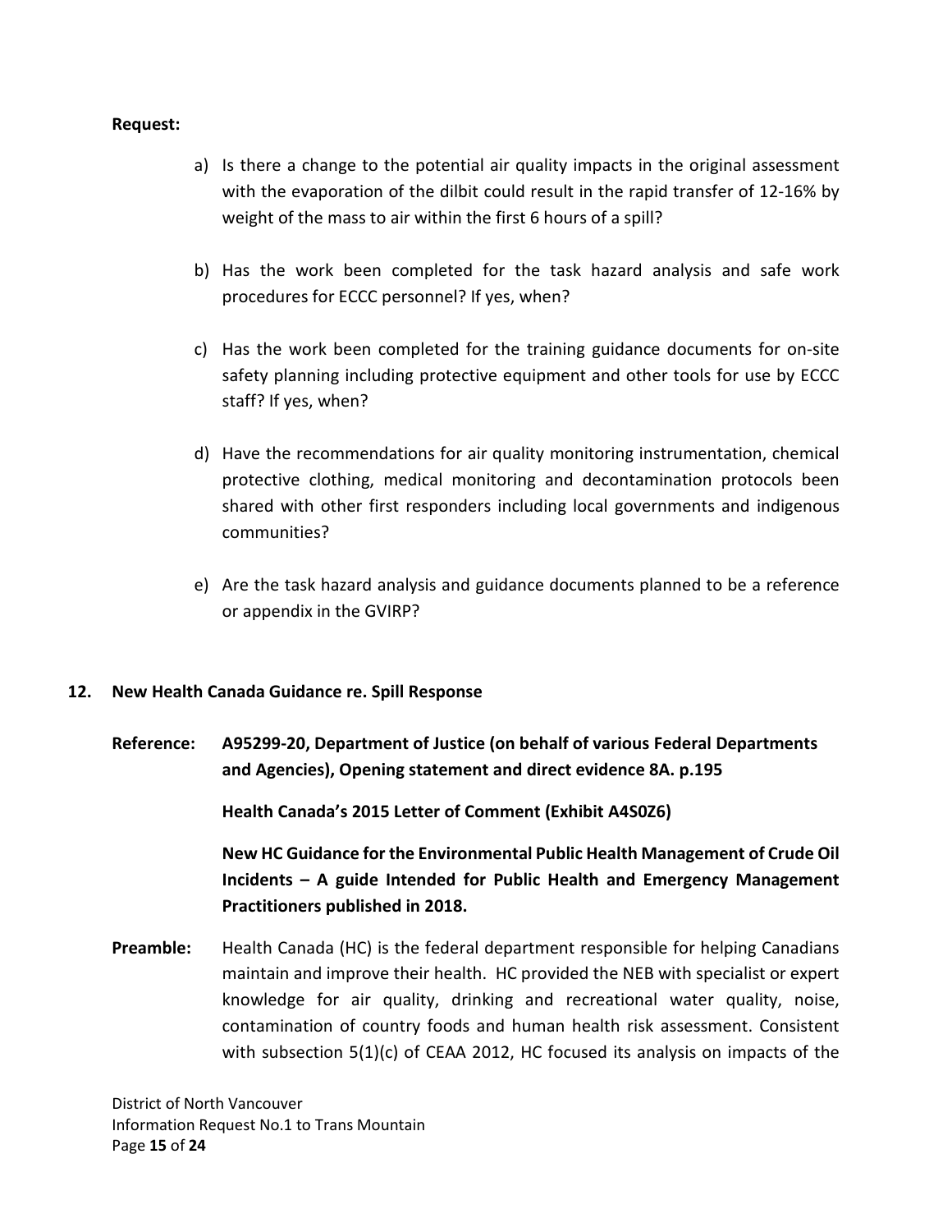**Request:**

a) Is there a change to the potential air quality impacts in the original assessment with the evaporation of the dilbit could result in the rapid transfer of 12-16% by weight of the mass to air within the first 6 hours of a spill?

b) Has the work been completed for the task hazard analysis and safe work procedures for ECCC personnel? If yes, when?

c) Has the work been completed for the training guidance documents for on-site safety planning including protective equipment and other tools for use by ECCC staff? If yes, when?

d) Have the recommendations for air quality monitoring instrumentation, chemical protective clothing, medical monitoring and decontamination protocols been shared with other first responders including local governments and indigenous communities?

e) Are the task hazard analysis and guidance documents planned to be a reference or appendix in the GVIRP?

## 12. New Health Canada Guidance re. Spill Response

**Reference:** **A95299-20, Department of Justice (on behalf of various Federal Departments and Agencies), Opening statement and direct evidence 8A. p.195**

**Health Canada's 2015 Letter of Comment (Exhibit A4S0Z6)**

**New HC Guidance for the Environmental Public Health Management of Crude Oil Incidents – A guide Intended for Public Health and Emergency Management Practitioners published in 2018.**

**Preamble:** Health Canada (HC) is the federal department responsible for helping Canadians maintain and improve their health. HC provided the NEB with specialist or expert knowledge for air quality, drinking and recreational water quality, noise, contamination of country foods and human health risk assessment. Consistent with subsection 5(1)(c) of CEAA 2012, HC focused its analysis on impacts of the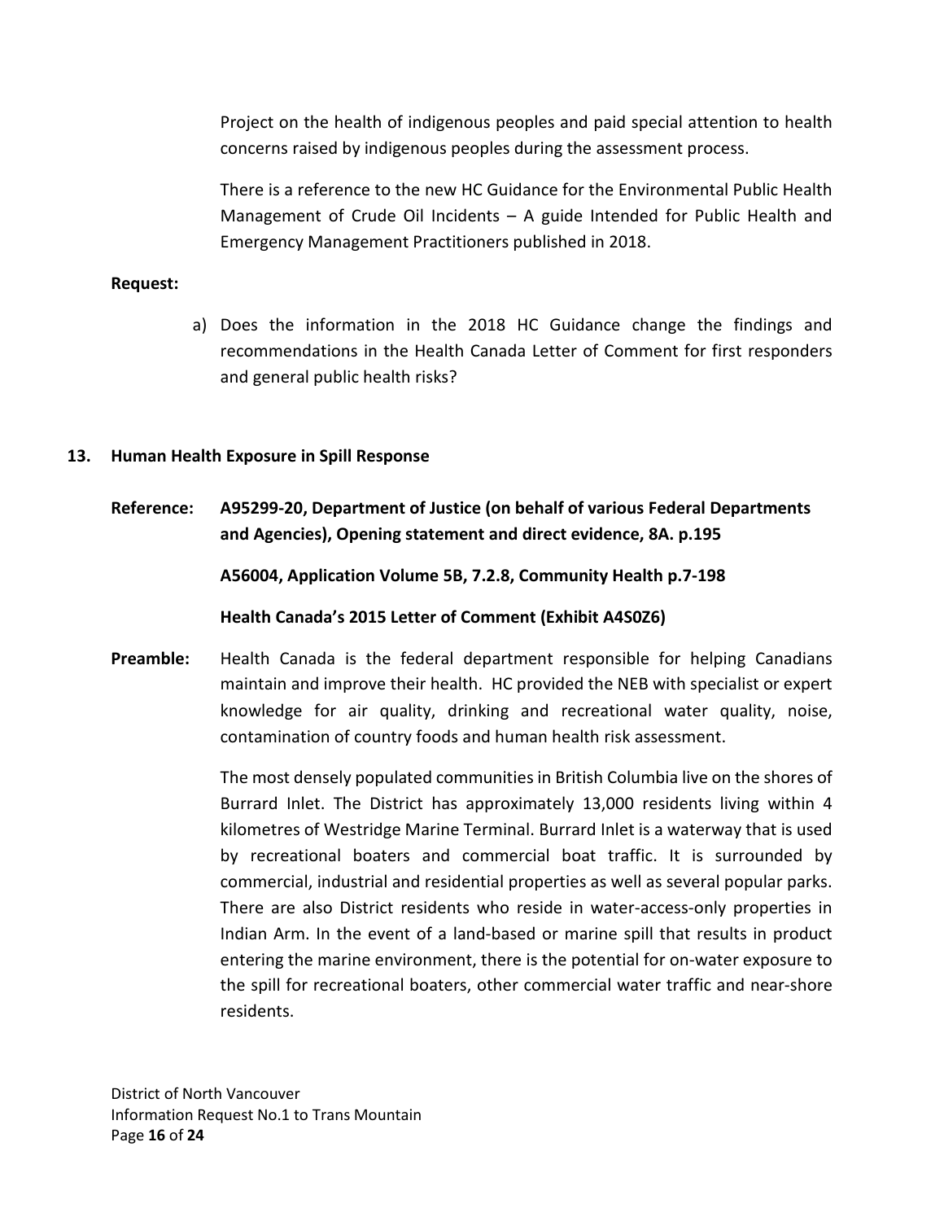Project on the health of indigenous peoples and paid special attention to health concerns raised by indigenous peoples during the assessment process.

There is a reference to the new HC Guidance for the Environmental Public Health Management of Crude Oil Incidents – A guide Intended for Public Health and Emergency Management Practitioners published in 2018.

**Request:**

a) Does the information in the 2018 HC Guidance change the findings and recommendations in the Health Canada Letter of Comment for first responders and general public health risks?

## 13. Human Health Exposure in Spill Response

**Reference: A95299-20, Department of Justice (on behalf of various Federal Departments and Agencies), Opening statement and direct evidence, 8A. p.195**

**A56004, Application Volume 5B, 7.2.8, Community Health p.7-198**

**Health Canada's 2015 Letter of Comment (Exhibit A4S0Z6)**

**Preamble:** Health Canada is the federal department responsible for helping Canadians maintain and improve their health. HC provided the NEB with specialist or expert knowledge for air quality, drinking and recreational water quality, noise, contamination of country foods and human health risk assessment.

The most densely populated communities in British Columbia live on the shores of Burrard Inlet. The District has approximately 13,000 residents living within 4 kilometres of Westridge Marine Terminal. Burrard Inlet is a waterway that is used by recreational boaters and commercial boat traffic. It is surrounded by commercial, industrial and residential properties as well as several popular parks. There are also District residents who reside in water-access-only properties in Indian Arm. In the event of a land-based or marine spill that results in product entering the marine environment, there is the potential for on-water exposure to the spill for recreational boaters, other commercial water traffic and near-shore residents.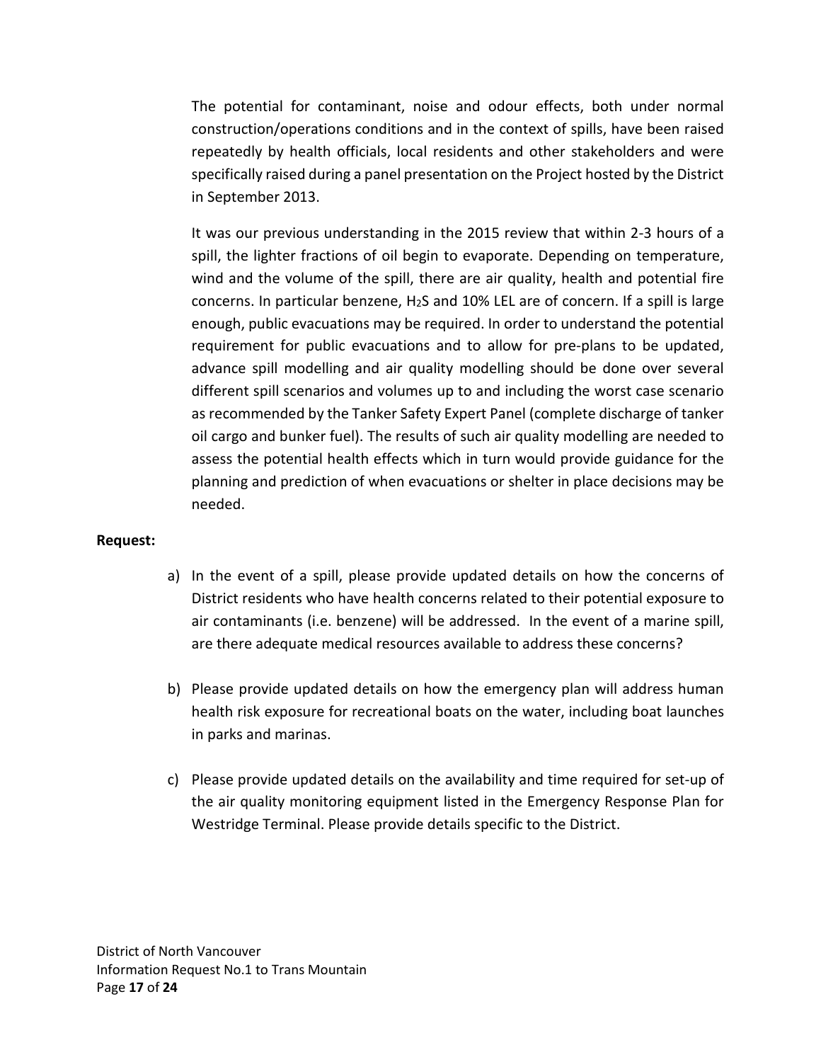The potential for contaminant, noise and odour effects, both under normal construction/operations conditions and in the context of spills, have been raised repeatedly by health officials, local residents and other stakeholders and were specifically raised during a panel presentation on the Project hosted by the District in September 2013.

It was our previous understanding in the 2015 review that within 2-3 hours of a spill, the lighter fractions of oil begin to evaporate. Depending on temperature, wind and the volume of the spill, there are air quality, health and potential fire concerns. In particular benzene, $H_2S$ and 10% LEL are of concern. If a spill is large enough, public evacuations may be required. In order to understand the potential requirement for public evacuations and to allow for pre-plans to be updated, advance spill modelling and air quality modelling should be done over several different spill scenarios and volumes up to and including the worst case scenario as recommended by the Tanker Safety Expert Panel (complete discharge of tanker oil cargo and bunker fuel). The results of such air quality modelling are needed to assess the potential health effects which in turn would provide guidance for the planning and prediction of when evacuations or shelter in place decisions may be needed.

**Request:**

a) In the event of a spill, please provide updated details on how the concerns of District residents who have health concerns related to their potential exposure to air contaminants (i.e. benzene) will be addressed. In the event of a marine spill, are there adequate medical resources available to address these concerns?

b) Please provide updated details on how the emergency plan will address human health risk exposure for recreational boats on the water, including boat launches in parks and marinas.

c) Please provide updated details on the availability and time required for set-up of the air quality monitoring equipment listed in the Emergency Response Plan for Westridge Terminal. Please provide details specific to the District.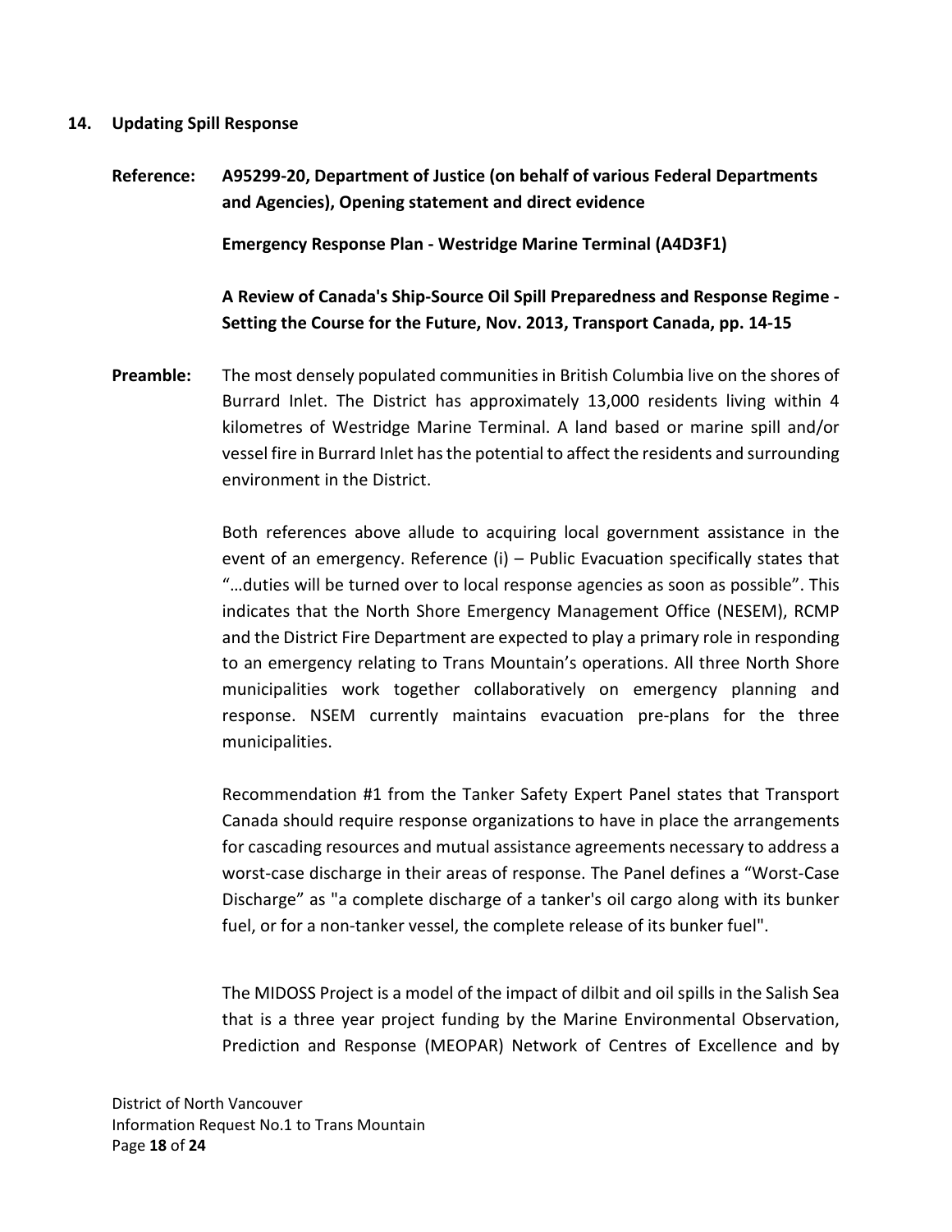## 14. Updating Spill Response

**Reference:** **A95299-20, Department of Justice (on behalf of various Federal Departments and Agencies), Opening statement and direct evidence**

**Emergency Response Plan - Westridge Marine Terminal (A4D3F1)**

**A Review of Canada's Ship-Source Oil Spill Preparedness and Response Regime - Setting the Course for the Future, Nov. 2013, Transport Canada, pp. 14-15**

**Preamble:** The most densely populated communities in British Columbia live on the shores of Burrard Inlet. The District has approximately 13,000 residents living within 4 kilometres of Westridge Marine Terminal. A land based or marine spill and/or vessel fire in Burrard Inlet has the potential to affect the residents and surrounding environment in the District.

Both references above allude to acquiring local government assistance in the event of an emergency. Reference (i) – Public Evacuation specifically states that "…duties will be turned over to local response agencies as soon as possible". This indicates that the North Shore Emergency Management Office (NESEM), RCMP and the District Fire Department are expected to play a primary role in responding to an emergency relating to Trans Mountain's operations. All three North Shore municipalities work together collaboratively on emergency planning and response. NSEM currently maintains evacuation pre-plans for the three municipalities.

Recommendation #1 from the Tanker Safety Expert Panel states that Transport Canada should require response organizations to have in place the arrangements for cascading resources and mutual assistance agreements necessary to address a worst-case discharge in their areas of response. The Panel defines a "Worst-Case Discharge" as "a complete discharge of a tanker's oil cargo along with its bunker fuel, or for a non-tanker vessel, the complete release of its bunker fuel".

The MIDOSS Project is a model of the impact of dilbit and oil spills in the Salish Sea that is a three year project funding by the Marine Environmental Observation, Prediction and Response (MEOPAR) Network of Centres of Excellence and by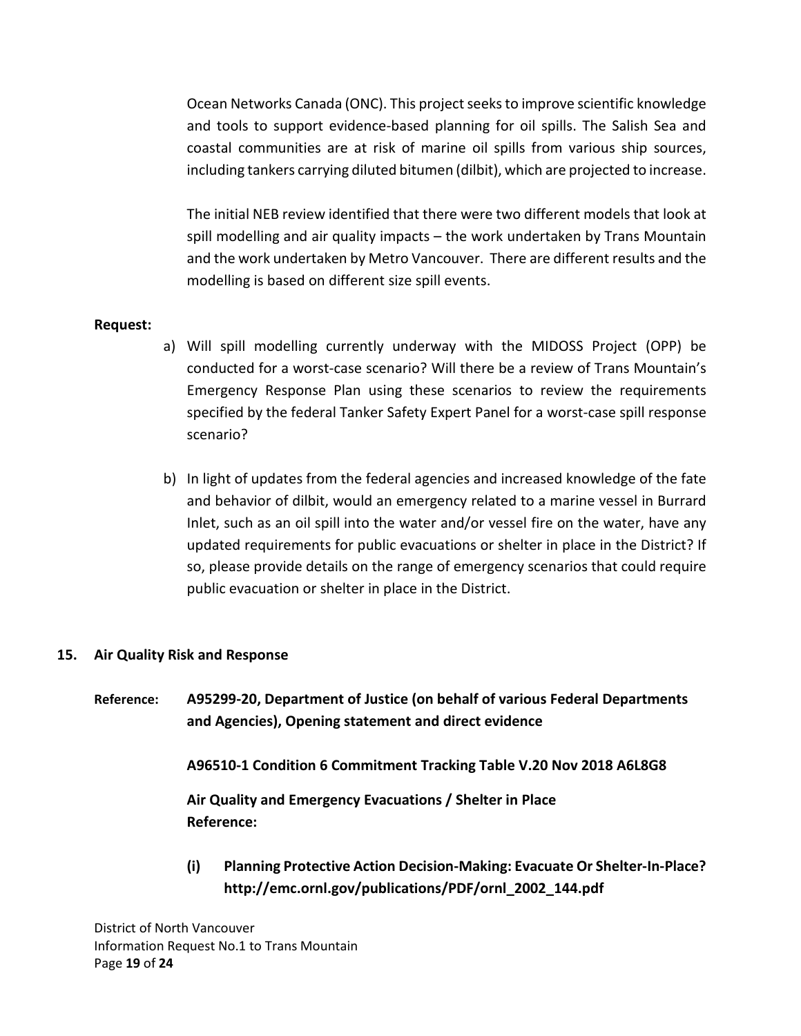Ocean Networks Canada (ONC). This project seeks to improve scientific knowledge and tools to support evidence-based planning for oil spills. The Salish Sea and coastal communities are at risk of marine oil spills from various ship sources, including tankers carrying diluted bitumen (dilbit), which are projected to increase.

The initial NEB review identified that there were two different models that look at spill modelling and air quality impacts – the work undertaken by Trans Mountain and the work undertaken by Metro Vancouver. There are different results and the modelling is based on different size spill events.

**Request:**

a) Will spill modelling currently underway with the MIDOSS Project (OPP) be conducted for a worst-case scenario? Will there be a review of Trans Mountain's Emergency Response Plan using these scenarios to review the requirements specified by the federal Tanker Safety Expert Panel for a worst-case spill response scenario?

b) In light of updates from the federal agencies and increased knowledge of the fate and behavior of dilbit, would an emergency related to a marine vessel in Burrard Inlet, such as an oil spill into the water and/or vessel fire on the water, have any updated requirements for public evacuations or shelter in place in the District? If so, please provide details on the range of emergency scenarios that could require public evacuation or shelter in place in the District.

## 15. Air Quality Risk and Response

**Reference:** **A95299-20, Department of Justice (on behalf of various Federal Departments and Agencies), Opening statement and direct evidence**

**A96510-1 Condition 6 Commitment Tracking Table V.20 Nov 2018 A6L8G8**

**Air Quality and Emergency Evacuations / Shelter in Place Reference:**

**(i) Planning Protective Action Decision-Making: Evacuate Or Shelter-In-Place? http://emc.ornl.gov/publications/PDF/ornl_2002_144.pdf**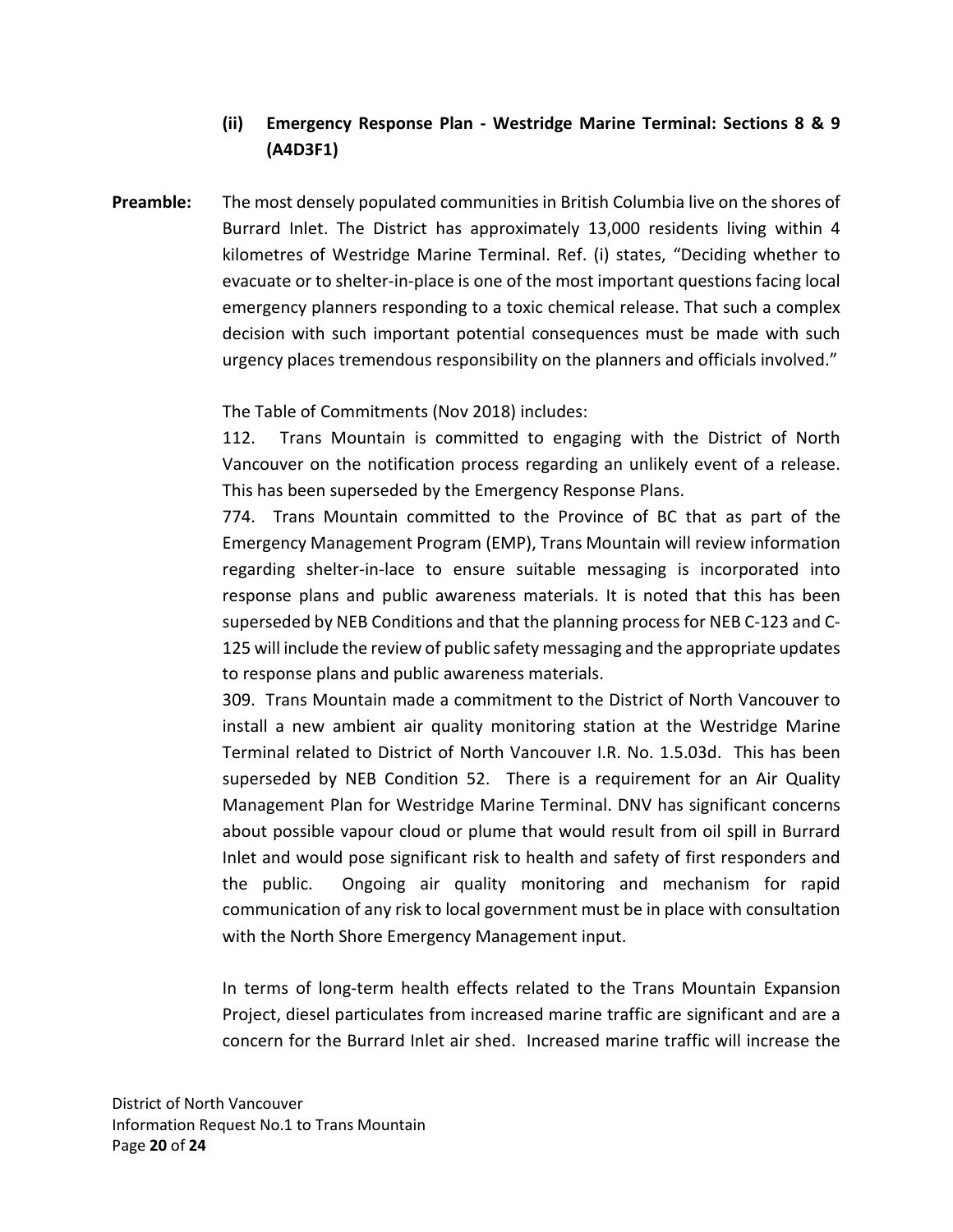**(ii) Emergency Response Plan - Westridge Marine Terminal: Sections 8 & 9 (A4D3F1)**

**Preamble:** The most densely populated communities in British Columbia live on the shores of Burrard Inlet. The District has approximately 13,000 residents living within 4 kilometres of Westridge Marine Terminal. Ref. (i) states, "Deciding whether to evacuate or to shelter-in-place is one of the most important questions facing local emergency planners responding to a toxic chemical release. That such a complex decision with such important potential consequences must be made with such urgency places tremendous responsibility on the planners and officials involved."

The Table of Commitments (Nov 2018) includes:

112. Trans Mountain is committed to engaging with the District of North Vancouver on the notification process regarding an unlikely event of a release. This has been superseded by the Emergency Response Plans.

774. Trans Mountain committed to the Province of BC that as part of the Emergency Management Program (EMP), Trans Mountain will review information regarding shelter-in-lace to ensure suitable messaging is incorporated into response plans and public awareness materials. It is noted that this has been superseded by NEB Conditions and that the planning process for NEB C-123 and C-125 will include the review of public safety messaging and the appropriate updates to response plans and public awareness materials.

309. Trans Mountain made a commitment to the District of North Vancouver to install a new ambient air quality monitoring station at the Westridge Marine Terminal related to District of North Vancouver I.R. No. 1.5.03d. This has been superseded by NEB Condition 52. There is a requirement for an Air Quality Management Plan for Westridge Marine Terminal. DNV has significant concerns about possible vapour cloud or plume that would result from oil spill in Burrard Inlet and would pose significant risk to health and safety of first responders and the public. Ongoing air quality monitoring and mechanism for rapid communication of any risk to local government must be in place with consultation with the North Shore Emergency Management input.

In terms of long-term health effects related to the Trans Mountain Expansion Project, diesel particulates from increased marine traffic are significant and are a concern for the Burrard Inlet air shed. Increased marine traffic will increase the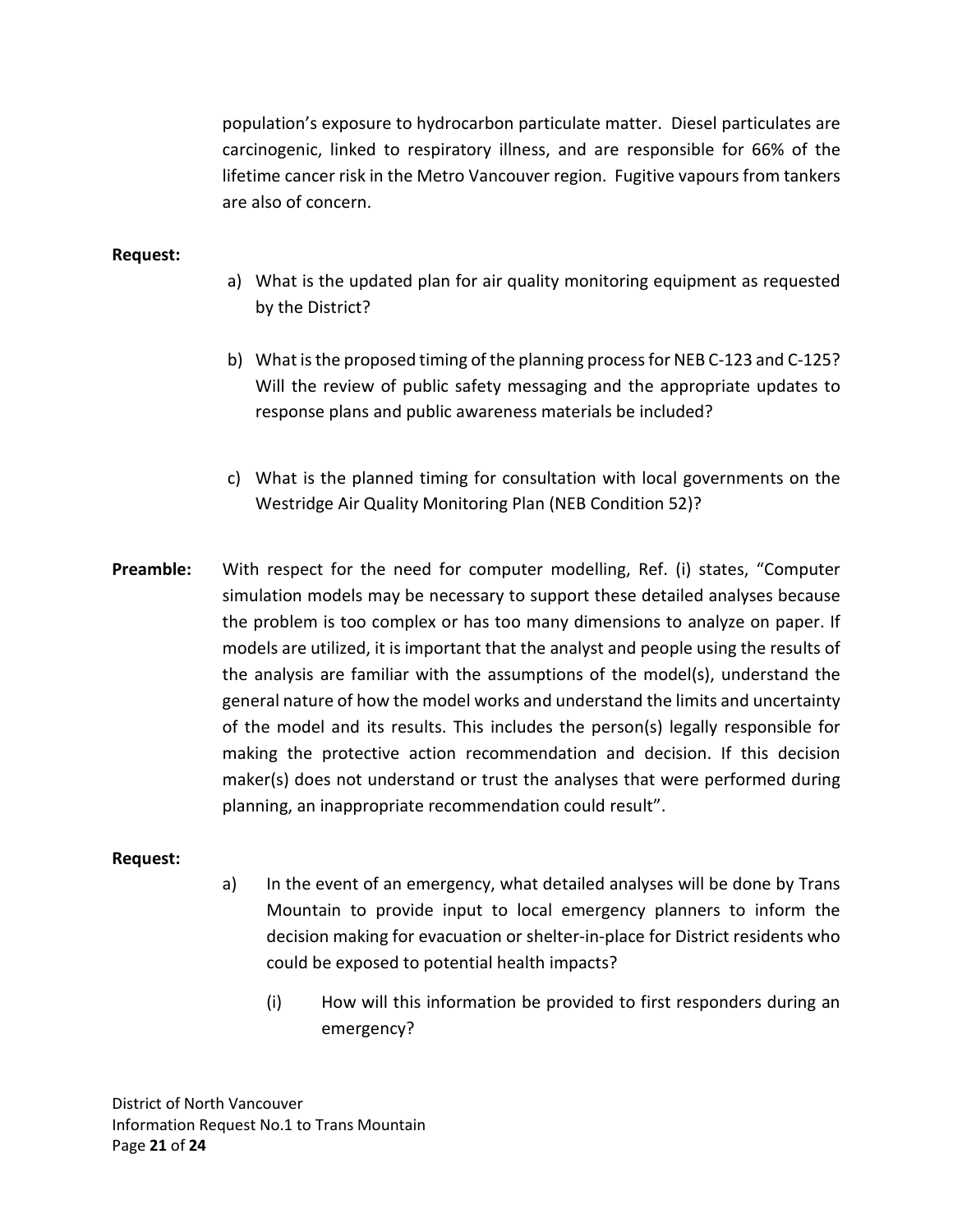population's exposure to hydrocarbon particulate matter. Diesel particulates are carcinogenic, linked to respiratory illness, and are responsible for 66% of the lifetime cancer risk in the Metro Vancouver region. Fugitive vapours from tankers are also of concern.

**Request:**

a) What is the updated plan for air quality monitoring equipment as requested by the District?

b) What is the proposed timing of the planning process for NEB C-123 and C-125? Will the review of public safety messaging and the appropriate updates to response plans and public awareness materials be included?

c) What is the planned timing for consultation with local governments on the Westridge Air Quality Monitoring Plan (NEB Condition 52)?

**Preamble:** With respect for the need for computer modelling, Ref. (i) states, "Computer simulation models may be necessary to support these detailed analyses because the problem is too complex or has too many dimensions to analyze on paper. If models are utilized, it is important that the analyst and people using the results of the analysis are familiar with the assumptions of the model(s), understand the general nature of how the model works and understand the limits and uncertainty of the model and its results. This includes the person(s) legally responsible for making the protective action recommendation and decision. If this decision maker(s) does not understand or trust the analyses that were performed during planning, an inappropriate recommendation could result".

**Request:**

a) In the event of an emergency, what detailed analyses will be done by Trans Mountain to provide input to local emergency planners to inform the decision making for evacuation or shelter-in-place for District residents who could be exposed to potential health impacts?

   (i) How will this information be provided to first responders during an emergency?

District of North Vancouver
Information Request No.1 to Trans Mountain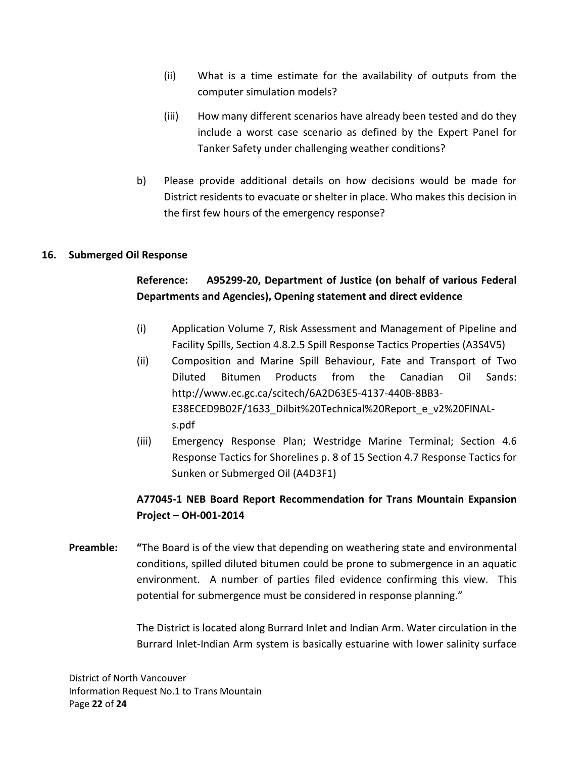(ii) What is a time estimate for the availability of outputs from the computer simulation models?

(iii) How many different scenarios have already been tested and do they include a worst case scenario as defined by the Expert Panel for Tanker Safety under challenging weather conditions?

b) Please provide additional details on how decisions would be made for District residents to evacuate or shelter in place. Who makes this decision in the first few hours of the emergency response?

**16. Submerged Oil Response**

**Reference: A95299-20, Department of Justice (on behalf of various Federal Departments and Agencies), Opening statement and direct evidence**

(i) Application Volume 7, Risk Assessment and Management of Pipeline and Facility Spills, Section 4.8.2.5 Spill Response Tactics Properties (A3S4V5)

(ii) Composition and Marine Spill Behaviour, Fate and Transport of Two Diluted Bitumen Products from the Canadian Oil Sands: http://www.ec.gc.ca/scitech/6A2D63E5-4137-440B-8BB3-E38ECED9B02F/1633_Dilbit%20Technical%20Report_e_v2%20FINAL-s.pdf

(iii) Emergency Response Plan; Westridge Marine Terminal; Section 4.6 Response Tactics for Shorelines p. 8 of 15 Section 4.7 Response Tactics for Sunken or Submerged Oil (A4D3F1)

**A77045-1 NEB Board Report Recommendation for Trans Mountain Expansion Project – OH-001-2014**

**Preamble:** **"**The Board is of the view that depending on weathering state and environmental conditions, spilled diluted bitumen could be prone to submergence in an aquatic environment. A number of parties filed evidence confirming this view. This potential for submergence must be considered in response planning."

The District is located along Burrard Inlet and Indian Arm. Water circulation in the Burrard Inlet-Indian Arm system is basically estuarine with lower salinity surface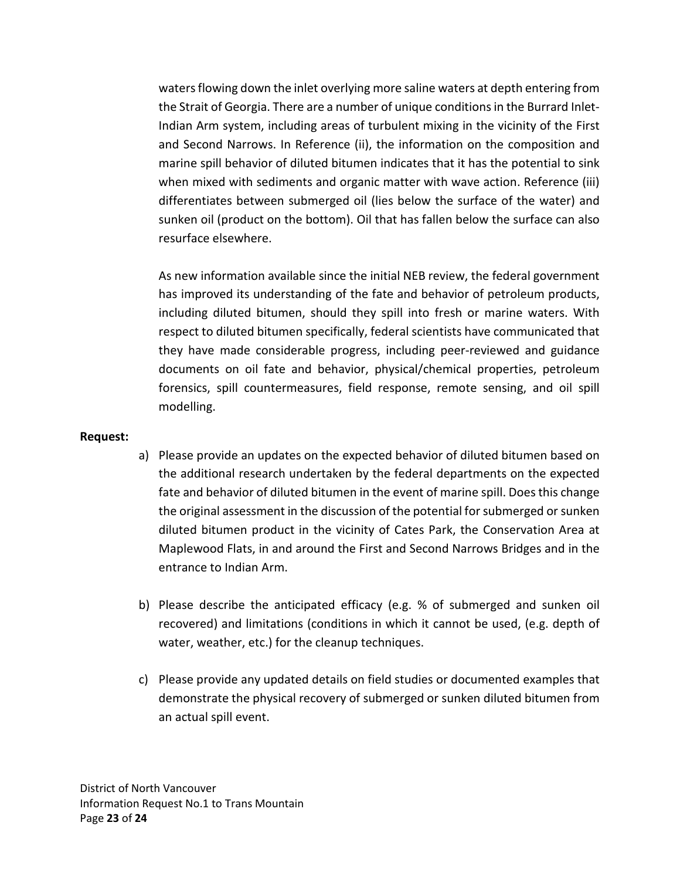waters flowing down the inlet overlying more saline waters at depth entering from the Strait of Georgia. There are a number of unique conditions in the Burrard Inlet-Indian Arm system, including areas of turbulent mixing in the vicinity of the First and Second Narrows. In Reference (ii), the information on the composition and marine spill behavior of diluted bitumen indicates that it has the potential to sink when mixed with sediments and organic matter with wave action. Reference (iii) differentiates between submerged oil (lies below the surface of the water) and sunken oil (product on the bottom). Oil that has fallen below the surface can also resurface elsewhere.

As new information available since the initial NEB review, the federal government has improved its understanding of the fate and behavior of petroleum products, including diluted bitumen, should they spill into fresh or marine waters. With respect to diluted bitumen specifically, federal scientists have communicated that they have made considerable progress, including peer-reviewed and guidance documents on oil fate and behavior, physical/chemical properties, petroleum forensics, spill countermeasures, field response, remote sensing, and oil spill modelling.

**Request:**

a) Please provide an updates on the expected behavior of diluted bitumen based on the additional research undertaken by the federal departments on the expected fate and behavior of diluted bitumen in the event of marine spill. Does this change the original assessment in the discussion of the potential for submerged or sunken diluted bitumen product in the vicinity of Cates Park, the Conservation Area at Maplewood Flats, in and around the First and Second Narrows Bridges and in the entrance to Indian Arm.

b) Please describe the anticipated efficacy (e.g. % of submerged and sunken oil recovered) and limitations (conditions in which it cannot be used, (e.g. depth of water, weather, etc.) for the cleanup techniques.

c) Please provide any updated details on field studies or documented examples that demonstrate the physical recovery of submerged or sunken diluted bitumen from an actual spill event.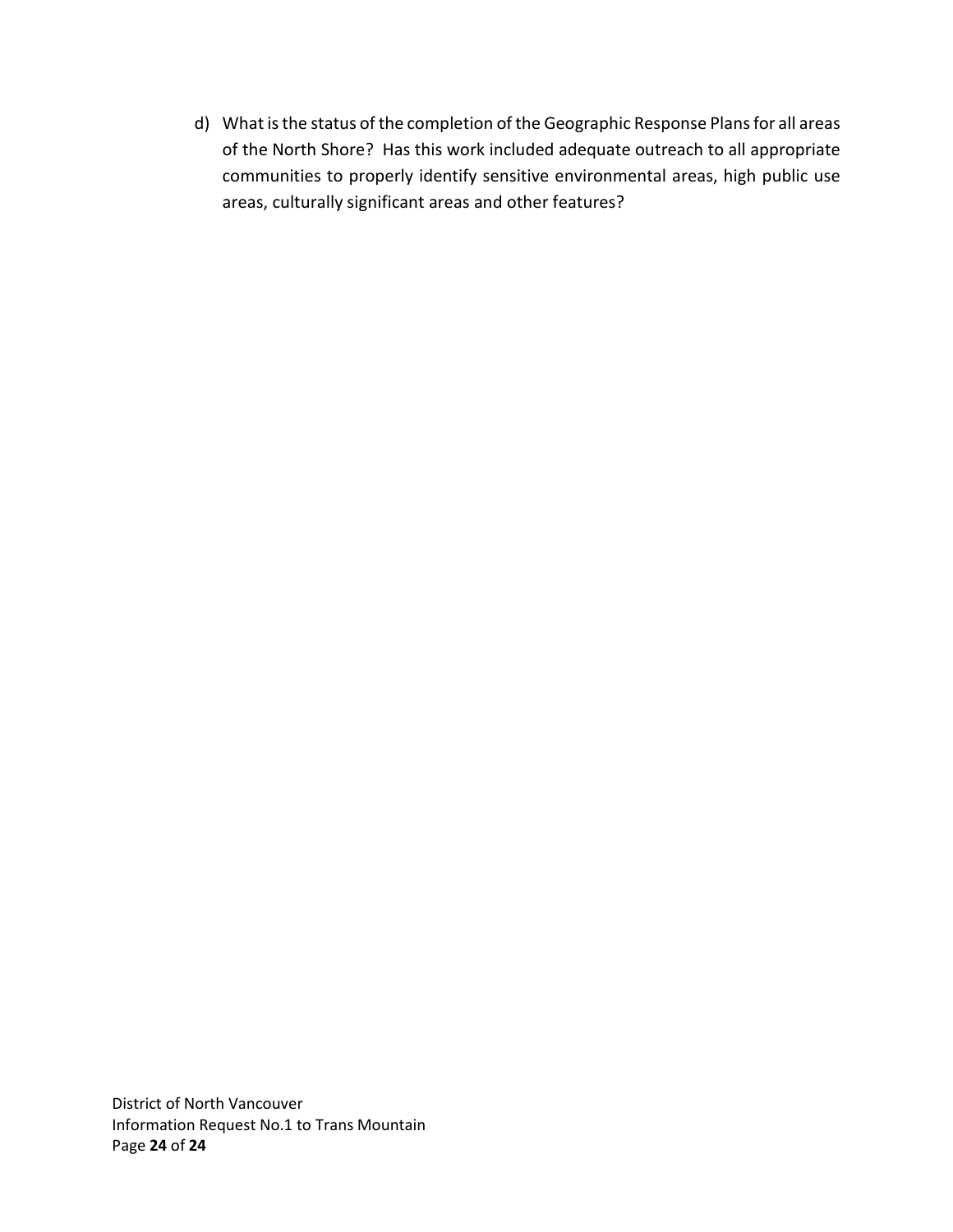d) What is the status of the completion of the Geographic Response Plans for all areas of the North Shore? Has this work included adequate outreach to all appropriate communities to properly identify sensitive environmental areas, high public use areas, culturally significant areas and other features?